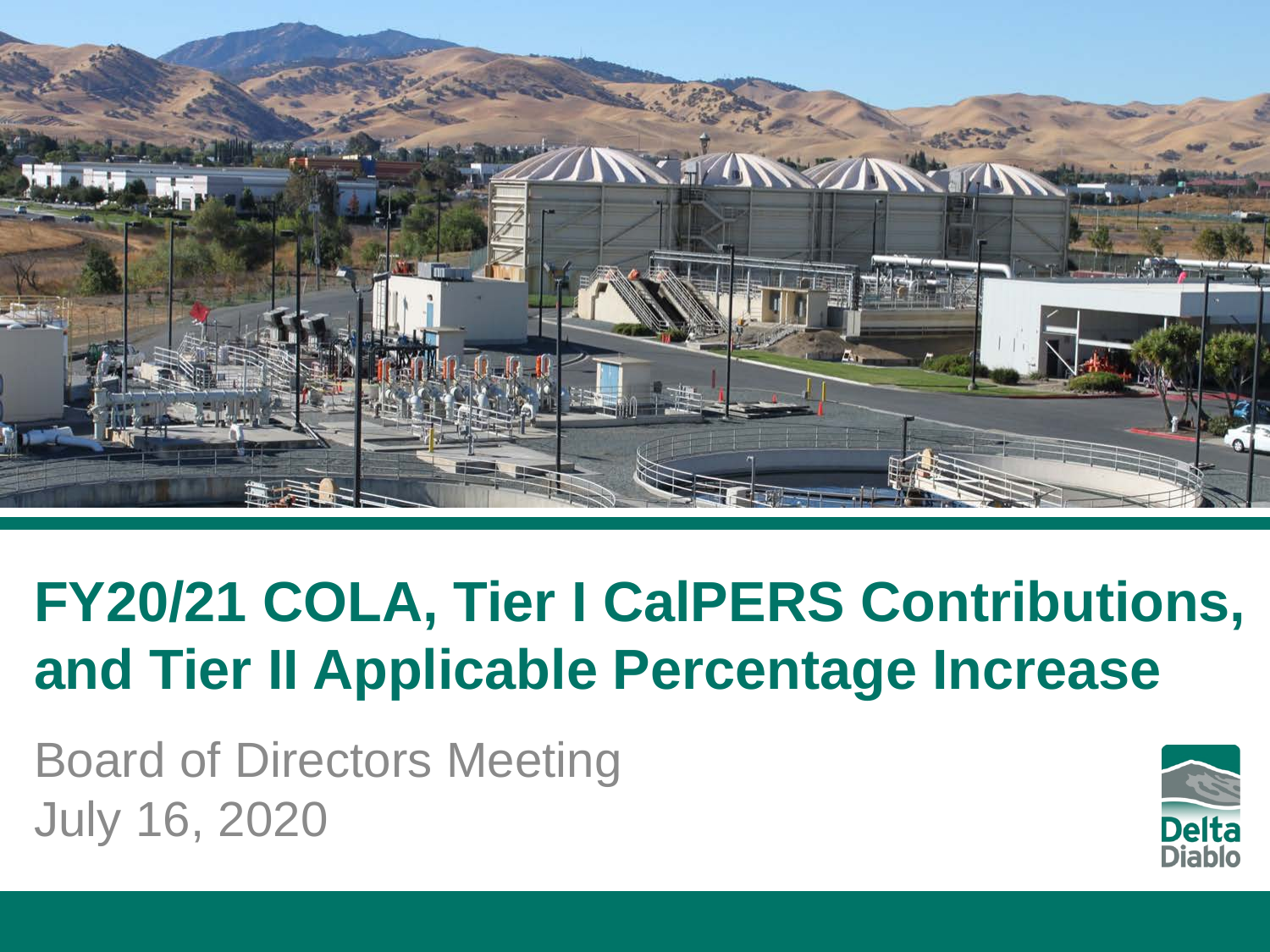# FY20/21 COLA, Tier I CalPERS Contributions, and Tier II Applicable Percentage Increase

Board of Directors Meeting
July 16, 2020

Delta Diablo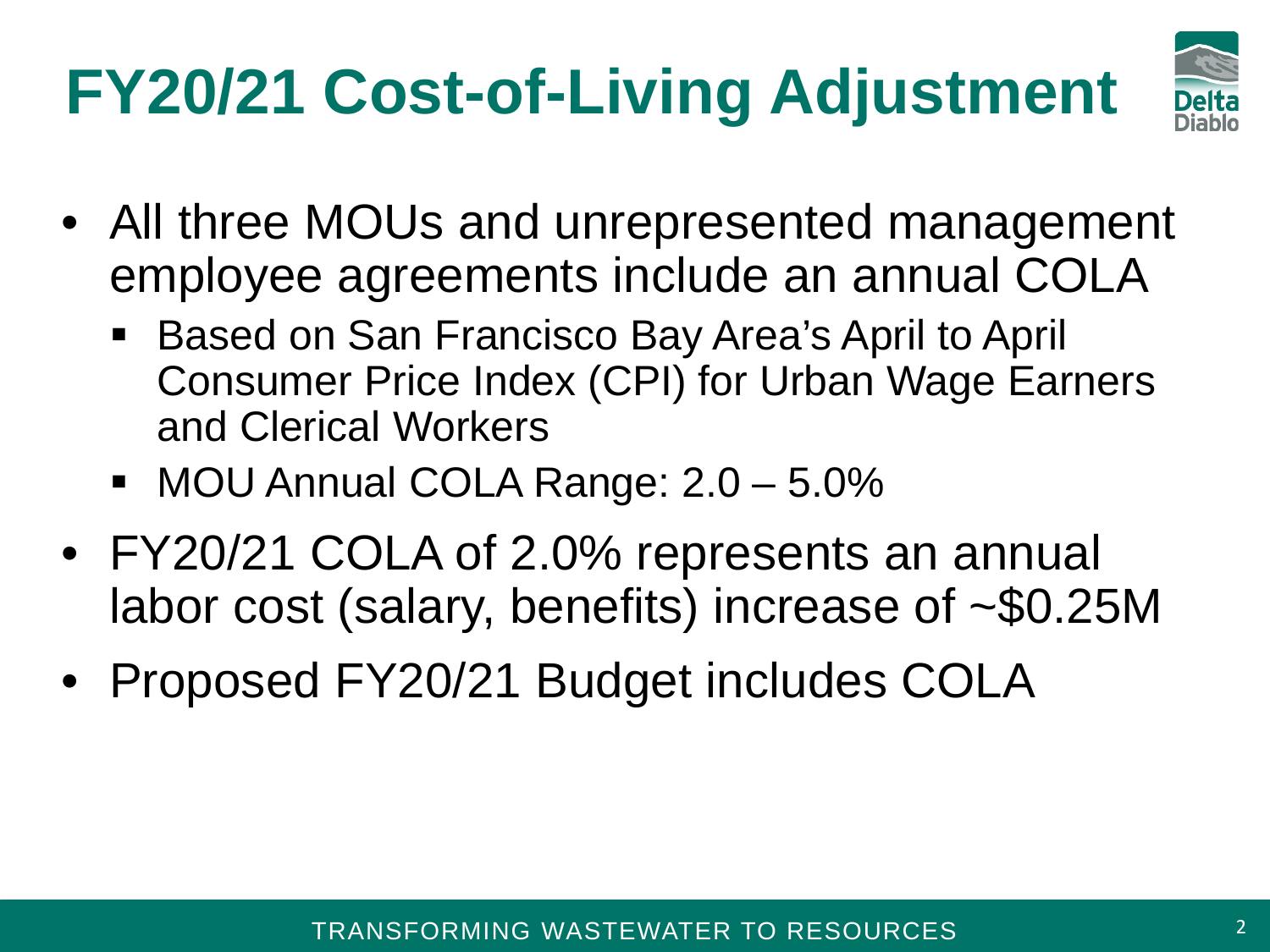# FY20/21 Cost-of-Living Adjustment

- All three MOUs and unrepresented management employee agreements include an annual COLA
  - Based on San Francisco Bay Area's April to April Consumer Price Index (CPI) for Urban Wage Earners and Clerical Workers
  - MOU Annual COLA Range: 2.0 – 5.0%
- FY20/21 COLA of 2.0% represents an annual labor cost (salary, benefits) increase of ~$0.25M
- Proposed FY20/21 Budget includes COLA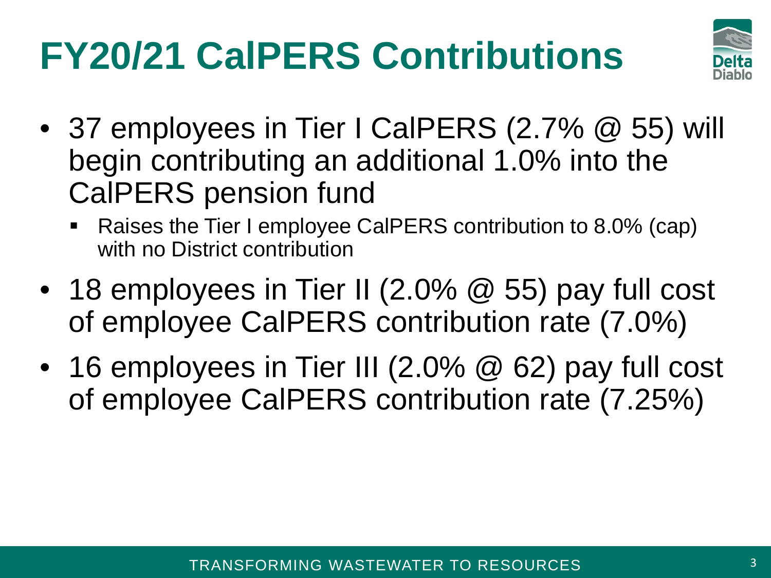# FY20/21 CalPERS Contributions

- 37 employees in Tier I CalPERS (2.7% @ 55) will begin contributing an additional 1.0% into the CalPERS pension fund
  - Raises the Tier I employee CalPERS contribution to 8.0% (cap) with no District contribution
- 18 employees in Tier II (2.0% @ 55) pay full cost of employee CalPERS contribution rate (7.0%)
- 16 employees in Tier III (2.0% @ 62) pay full cost of employee CalPERS contribution rate (7.25%)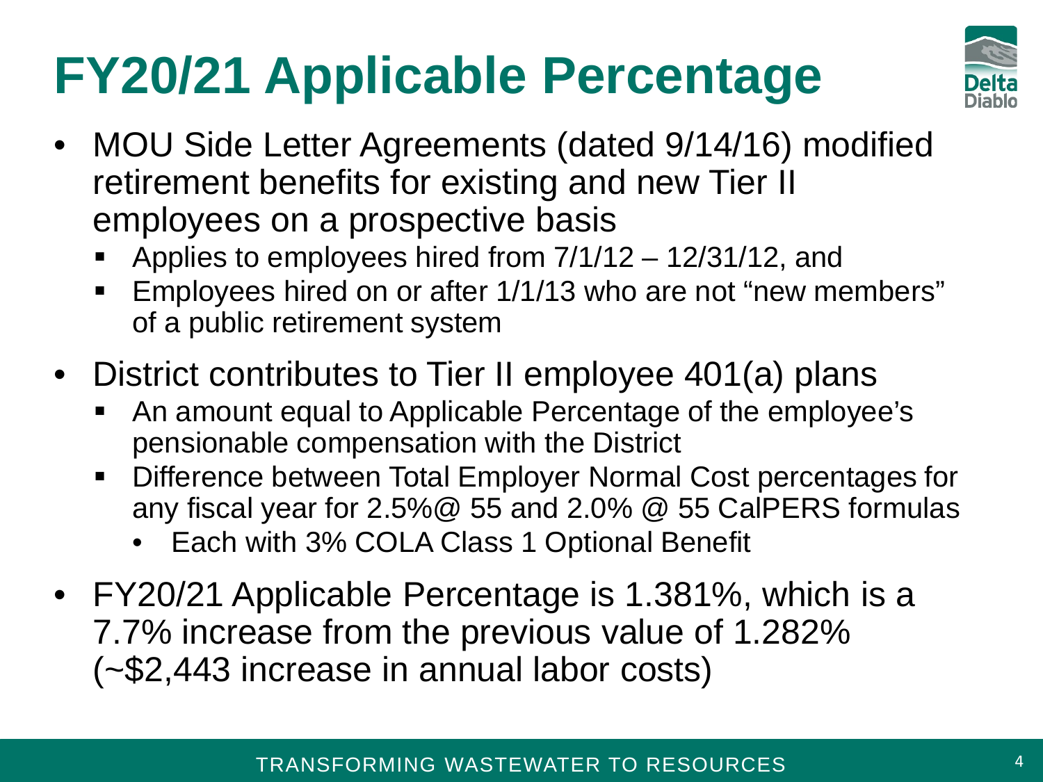# FY20/21 Applicable Percentage

- MOU Side Letter Agreements (dated 9/14/16) modified retirement benefits for existing and new Tier II employees on a prospective basis
  - Applies to employees hired from 7/1/12 – 12/31/12, and
  - Employees hired on or after 1/1/13 who are not "new members" of a public retirement system
- District contributes to Tier II employee 401(a) plans
  - An amount equal to Applicable Percentage of the employee's pensionable compensation with the District
  - Difference between Total Employer Normal Cost percentages for any fiscal year for 2.5%@ 55 and 2.0% @ 55 CalPERS formulas
    - Each with 3% COLA Class 1 Optional Benefit
- FY20/21 Applicable Percentage is 1.381%, which is a 7.7% increase from the previous value of 1.282% (~$2,443 increase in annual labor costs)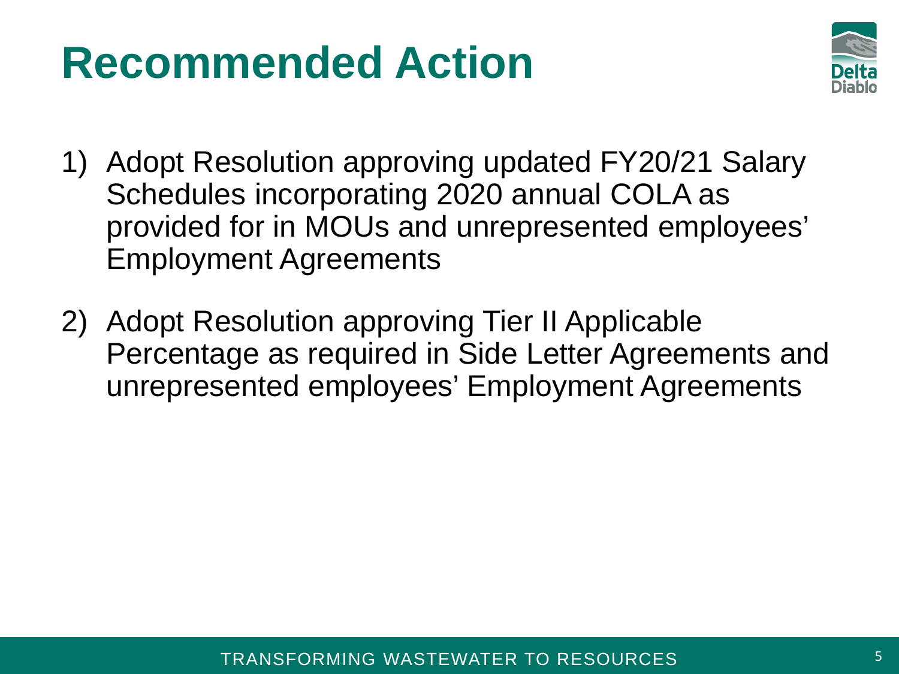# Recommended Action

1) Adopt Resolution approving updated FY20/21 Salary Schedules incorporating 2020 annual COLA as provided for in MOUs and unrepresented employees' Employment Agreements

2) Adopt Resolution approving Tier II Applicable Percentage as required in Side Letter Agreements and unrepresented employees' Employment Agreements